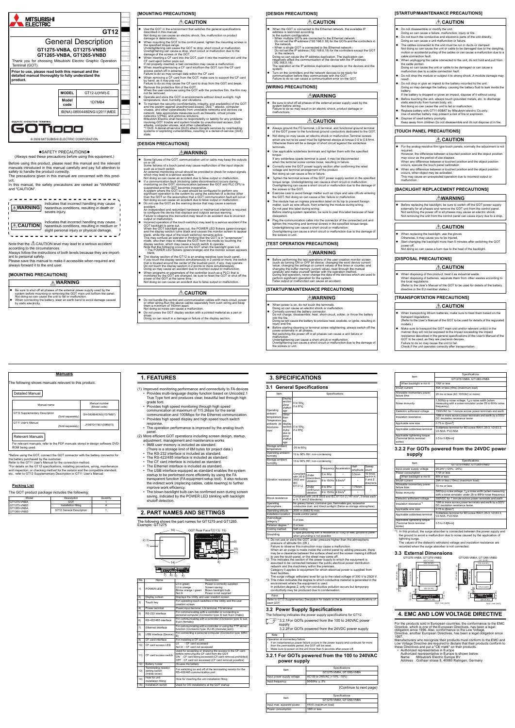# MITSUBISHI ELECTRIC

# GT12

## General Description

### GT1275-VNBA, GT1275-VNBD
### GT1265-VNBA, GT1265-VNBD

Thank you for choosing Mitsubishi Electric Graphic Operation Terminal (GOT).

**Prior to use, please read both this manual and the detailed manual thoroughly to fully understand the product.**

| MODEL | GT12-U(HW)-E |
|---|---|
| Model code | 1D7MB4 |
| | IB(NA)-0800448ENG-I(2011)MEE |

GRAPHIC OPERATION TERMINAL

GOT1000

© 2009 MITSUBISHI ELECTRIC CORPORATION

●SAFETY PRECAUTIONS●

(Always read these precautions before using this equipment.)

Before using this product, please read this manual and the relevant manuals introduced in this manual carefully and pay full attention to safety to handle the product correctly.

The precautions given in this manual are concerned with this product.

In this manual, the safety precautions are ranked as "WARNING" and "CAUTION".

| | |
|---|---|
| ⚠WARNING | Indicates that incorrect handling may cause hazardous conditions, resulting in death or severe injury. |
| ⚠CAUTION | Indicates that incorrect handling may cause hazardous conditions, resulting in medium or slight personal injury or physical damage. |

Note that the ⚠CAUTION level may lead to a serious accident according to the circumstances.

Always follow the instructions of both levels because they are important to personal safety.

Please save this manual to make it accessible when required and always forward it to the end user.

### [MOUNTING PRECAUTIONS]

**⚠WARNING**

- Be sure to shut off all phases of the external power supply used by the system before mounting or removing the GOT main unit to/from the panel. Not doing so can cause the unit to fail or malfunction.
- When connecting the battery, wear an earth band to avoid damage caused by static electricity.

### [MOUNTING PRECAUTIONS]

**⚠CAUTION**

- Use the GOT in the environment that satisfies the general specifications described in this manual. Not doing so can cause an electric shock, fire, malfunction or product damage or deterioration.
- When mounting the GOT to the control panel, tighten the mounting screws in the specified torque range. Undertightening can cause the GOT to drop, short circuit or malfunction. Overtightening can cause a drop, short circuit or malfunction due to the damage of the screws or the GOT.
- When inserting a CF card into the GOT, push it into the insertion slot until the CF card eject button pops out. If not properly inserted, a bad connection may cause a malfunction.
- When inserting/removing a CF card into/from the GOT, turn the CF card access switch off in advance. Failure to do so may corrupt data within the CF card.
- When removing a CF card from the GOT, make sure to support the CF card by hand, as it may pop out. Failure to do so may cause the CF card to drop from the GOT and break.
- Remove the protective film of the GOT. When the user continues using the GOT with the protective film, the film may not be removed.
- Operate and store the GOT in environments without direct sunlight, high temperature, dust, humidity, and vibrations.
- To maintain the security (confidentiality, integrity, and availability) of the GOT and the system against unauthorized access, DoS*1 attacks, computer viruses, and other cyberattacks from unreliable networks and devices via network, take appropriate measures such as firewalls, virtual private networks (VPNs), and antivirus solutions. Mitsubishi Electric shall have no responsibility or liability for any problems involving GOT trouble and system trouble by unauthorized access, DoS attacks, computer viruses, and other cyberattacks.
  *1 DoS: A denial-of-service (DoS) attack disrupts services by overloading systems or exploiting vulnerabilities, resulting in a denial-of-service (DoS) state.

### [DESIGN PRECAUTIONS]

**⚠WARNING**

- Some failures of the GOT, communication unit or cable may keep the outputs on or off. Some failures of a touch panel may cause malfunction of the input objects such as a touch switch. An external monitoring circuit should be provided to check for output signals which may lead to a serious accident. Not doing so can cause an accident due to false output or malfunction.
- If a communication fault (including cable disconnection) occurs during monitoring on the GOT, communication between the GOT and PLC CPU is suspended and the GOT becomes inoperative. A system where the GOT is used should be configured to perform any significant operation to the system by using the switches of a device other than the GOT on the assumption that a GOT communication fault will occur. Not doing so can cause an accident due to false output or malfunction.
- Do not use the GOT as the warning device that may cause a serious accident. An independent and redundant hardware or mechanical interlock is required to configure the device that displays and outputs serious warning. Failure to observe this instruction may result in an accident due to incorrect output or malfunction.
- Incorrect operation of the touch switch(s) may lead to a serious accident if the GOT backlight is gone out. When the GOT backlight goes out, the POWER LED flickers (green/orange) and the display section turns black and causes the monitor screen to appear blank, while the input of the touch switch(s) remains active. This may confuse an operator in thinking that the GOT is in "screensaver" mode, who then tries to release the GOT from this mode by touching the display section, which may cause a touch switch to operate. Note that the following occurs on the GOT when the backlight goes out.
  - The POWER LED flickers (green/orange) and the monitor screen appears blank
- The display section of the GT12 is an analog-resistive type touch panel. If you touch the display section simultaneously in 2 points or more, the switch that is located around the center of the touched point, if any, may operate. Do not touch the display section in 2 points or more simultaneously. Doing so may cause an accident due to incorrect output or malfunction.
- When programs or parameters of the controller (such as a PLC) that is monitored by the GOT are changed, be sure to reset the GOT or shut off the power of the GOT at the same time. Not doing so can cause an accident due to false output or malfunction.

**⚠CAUTION**

- Do not bundle the control and communication cables with main-circuit, power or other wiring. Run the above cables separately from such wiring and keep them a minimum of 100mm apart. Not doing so noise can cause a malfunction.
- Do not press the GOT display section with a pointed material as a pen or driver. Doing so can result in a damage or failure of the display section.

### [DESIGN PRECAUTIONS]

**⚠CAUTION**

- When the GOT is connected to the Ethernet network, the available IP address is restricted according to the system configuration.
  - When multiple GOTs are connected to the Ethernet network: Do not set the IP address (192.168.0.18) for the GOTs and the controllers in the network.
  - When a single GOT is connected to the Ethernet network: Do not set the IP address (192.168.0.18) for the controllers except the GOT in the network.
  
  Doing so can cause the IP address duplication. The duplication can negatively affect the communication of the device with the IP address (192.168.0.18). The operation at the IP address duplication depends on the devices and the system.
- Turn on the controllers and the network devices to be ready for communication before they communicate with the GOT. Failure to do so can cause a communication error on the GOT.

### [WIRING PRECAUTIONS]

**⚠WARNING**

- Be sure to shut off all phases of the external power supply used by the system before wiring. Failure to do so may result in an electric shock, product damage or malfunctions.

**⚠CAUTION**

- Always ground the FG terminal, LG terminal, and functional ground terminal of the GOT power to the functional ground conductors dedicated to the GOT.
- Not doing so may cause an electric shock or malfunction. Terminal screws which are not to be used must be tightened always at torque 0.5 to 0.8 N·m. Otherwise there will be a danger of short circuit against the solderless terminals.
- Use applicable solderless terminals and tighten them with the specified torque. If any solderless spade terminal is used, it may be disconnected when the terminal screw comes loose, resulting in failure.
- Correctly wire the GOT power supply section after confirming the rated voltage and terminal arrangement of the product. Not doing so can cause a fire or failure.
- Tighten the terminal screws of the GOT power supply section in the specified torque range. Undertightening can cause a short circuit or malfunction. Overtightening can cause a short circuit or malfunction due to the damage of the screws or the GOT.
- Exercise care to avoid foreign matter such as chips and wire offcuts entering the GOT. Not doing so can cause a fire, failure or malfunction.
- The module has an ingress prevention label on its top to prevent foreign matter, such as wire offcuts, from entering the module during wiring. Do not peel this label during wiring. Before starting system operation, be sure to peel this label because of heat dissipation.
- Plug the communication cable into the connector of the connected unit and tighten the mounting and terminal screws in the specified torque range. Undertightening can cause a short circuit or malfunction. Overtightening can cause a short circuit or malfunction due to the damage of the screws or unit.

### [TEST OPERATION PRECAUTIONS]

**⚠WARNING**

- Before performing the test operations of the user creation monitor screen (such as turning ON or OFF bit device, changing the word device current value, changing the settings or current values of the timer or counter, and changing the buffer memory current value), read through the manual carefully and make yourself familiar with the operation method. During test operation, never change the data of the devices which are used to perform significant operation for the system. False output or malfunction can cause an accident.

### [STARTUP/MAINTENANCE PRECAUTIONS]

**⚠WARNING**

- When power is on, do not touch the terminals. Doing so can cause an electric shock or malfunction.
- Correctly connect the battery connector. Do not charge, disassemble, heat, short-circuit, solder, or throw the battery into the fire. Doing so will cause the battery to produce heat, explode, or ignite, resulting in injury and fire.
- Before starting cleaning or terminal screw retightening, always switch off the power externally in all phases. Not switching the power off in all phases can cause a unit failure or malfunction. Undertightening can cause a short circuit or malfunction. Overtightening can cause a short circuit or malfunction due to the damage of the screws or unit.

### [STARTUP/MAINTENANCE PRECAUTIONS]

**⚠CAUTION**

- Do not disassemble or modify the unit. Doing so can cause a failure, malfunction, injury or fire.
- Do not touch the conductive and electronic parts of the unit directly. Doing so can cause a unit malfunction or failure.
- The cables connected to the unit must be run in ducts or clamped. Not doing so can cause the unit or cable to be damaged due to the dangling, motion or accidental pulling of the cables or can cause a malfunction due to a cable connection fault.
- When unplugging the cable connected to the unit, do not hold and pull from the cable portion. Doing so can cause the unit or cable to be damaged or can cause a malfunction due to a cable connection fault.
- Do not drop the module or subject it to strong shock. A module damage may result.
- Do not drop or give an impact to the battery mounted to the unit. Doing so may damage the battery, causing the battery fluid to leak inside the battery. If the battery is dropped or given an impact, dispose of it without using.
- Before touching the unit, always touch grounded metals, etc. to discharge static electricity from human body, etc. Not doing so can cause the unit to fail or malfunction.
- Replace battery with GT11-50BAT by Mitsubishi electric Co.only. Use of another battery may present a risk of fire or explosion.
- Dispose of used battery promptly. Keep away from children.Do not disassemble and do not dispose of in fire.

### [TOUCH PANEL PRECAUTIONS]

**⚠CAUTION**

- For the analog-resistive film type touch panels, normally the adjustment is not required. However, the difference between a touched position and the object position may occur as the period of use elapses. When any difference between a touched position and the object position occurs, execute the touch panel calibration.
- When any difference between a touched position and the object position occurs, other object may be activated. This may cause an unexpected operation due to incorrect output or malfunction.

### [BACKLIGHT REPLACEMENT PRECAUTIONS]

**⚠WARNING**

- Before replacing the backlight, be sure to switch off the GOT power supply externally for all phases and remove the GOT unit from the control panel. Not switching the power off in all phases may cause an electric shock. Not removing the unit from the control panel can cause injury due to a drop.

**⚠CAUTION**

- When replacing the backlight, use the gloves. Otherwise, it may cause you to be injured.
- Start changing the backlight more than 5 minutes after switching the GOT power off. Not doing so can cause a burn due to the heat of the backlight.

### [DISPOSAL PRECAUTIONS]

**⚠CAUTION**

- When disposing of this product, treat it as industrial waste. When disposing of batteries, separate them from other wastes according to the local regulations. (Refer to the User's Manual of the GOT to be used for details of the battery directive in the EU member states.)

### [TRANSPORTATION PRECAUTIONS]

**⚠CAUTION**

- When transporting lithium batteries, make sure to treat them based on the transport regulations. (Refer to the User's Manual of the GOT to be used for details of the regurated models.)
- Make sure to transport the GOT main unit and/or relevant unit(s) in the manner they will not be exposed to the impact exceeding the impact resistance described in the general specifications of the User's Manual of the GOT to be used, as they are precision devices. Failure to do so may cause the unit to fail. Check if the unit operates correctly after transportation.

## Manuals

The following shows manuals relevant to this product.

**Detailed Manual**

| Manual name | Manual number (Model code) |
|---|---|
| GT12 Supplementary Description (Sold separately) | SH-080864ENG(1D7M87) |
| GT11 User's Manual (Sold separately) | JY997D17501(09R815) |

**Relevant Manuals**

For relevant manuals, refer to the PDF manuals stored in design software DVD-ROM being used.

*Before using the GOT, connect the GOT connector with the battery connector for the battery purchased by the customer. Refer to the GT11 User's Manual for the connection method.

*For details on the GT12 specifications, installing procedure, wiring, maintenance and inspection, or checking method for the version and the compatible standard, etc., refer to GT12 Supplementary Description or GT11 User's Manual.

**Packing List**

The GOT product package includes the following:

| Model | Description | Quantity |
|---|---|---|
| GT1275-VNBA<br>GT1275-VNBD<br>GT1265-VNBA<br>GT1265-VNBD | GOT | |
| | Installation fitting | 4 |
| | GT12 General Description | 1 |

## 1. FEATURES

(1) Improved monitoring performance and connectivity to FA devices
- Provides multi-language display function based on Unicode2.1 True Type font and produces clear, beautiful text through high grade font.
- Provides high speed monitoring through high speed communication at maximum of 115.2kbps for the serial communication and 100Mbps for the Ethernet communication.
- Provides high speed display and high speed touch switch response.
- The operation performance is improved by the analog touch panel.

(2) More efficient GOT operations including screen design, startup, adjustment, management and maintenance works
- 9MB user memory is included as standard. (There is a storage limit of 6M bytes for project data.)
- The RS-232 interface is included as standard.
- The RS-422/485 interface is included as standard.
- The CF card interface is included as standard.
- The Ethernet interface is included as standard.
- The USB interface equipped as standard enables the system startup to be performed more efficiently by using the FA transparent function (FA equipment setup tool). It also reduces the indirect work (replacing cables, cable rewiring) to further improve work efficiency.
- The blown backlight bulb can be confirmed even during screen saving, indicated by the POWER LED blinking with backlight shutoff detection.

## 2. PART NAMES AND SETTINGS

The following shows the part names for GT1275 and GT1265. Example: GT1275

| No. | Name | Description |
|---|---|---|
| 1) | POWER LED | Lit in green : Power is correctly supplied<br>Lit in orange : Screen saving<br>Blinks orange / green : Blown backlight bulb<br>Not lit : Power is not supplied |
| 2) | Display screen | Displays the Utility and user creation screen |
| 3) | Touch key | For operating touch switches in the Utility and the user creation screen |
| 4) | Power terminal | Power input terminal, LG terminal, FG terminal |
| 5) | RS-232 interface | For communicating with a controller or connecting a personal computer (Connector type: D sub 9-pin (male)) |
| 6) | RS-422/485 interface | For communicating with a controller (Connector type: D sub 9-pin (female)) |
| 7) | Ethernet interface | For communicating with a controller or using the FTP server function (Connector type: RJ-45 (modular jack)) |
| 8) | USB interface (Device) | For connecting a personal computer (Connector type: MINI-B) |
| 9) | CF card interface | For installing a CF card |
| 10) | CF card access LED | Lit : CF card accessed<br>Not lit : CF card not accessed |
| 11) | CF card access switch | Used for accepting or stopping the access to the CF card before removing the CF card from the GOT<br>ON : CF card being accessed (CF card removal prohibited)<br>OFF : CF card not accessed (CF card removal possible) |
| 12) | Battery holder | Houses the battery |
| 13) | Terminating resistor setting switch (Inside cover) | For switching on and off of the terminating resistor for the RS-422/485 communication port |
| 14) | Hole for unit installation fitting | Hole for inserting the unit installation fitting |
| 15) | Installation switch | Used for OS installations at the GOT startup |

## 3. SPECIFICATIONS

### 3.1 General Specifications

| Item | | Specifications | | | | |
|---|---|---|---|---|---|---|
| Operating ambient temperature / Température ambiente de fonctionnement | Display section / Zone d'affichage | 0 to 50℃ / 0 à 50℃ | | | | |
| | Other than the display section / Autre que la zone d'affichage | 0 to 55℃ / 0 à 55℃ | | | | |
| Storage ambient temperature | | -20 to 60℃ | | | | |
| Operating ambient humidity | | 10 to 90% RH, non-condensing | | | | |
| Storage ambient humidity | | 10 to 90% RH, non-condensing | | | | |
| Vibration resistance | Compliant with JIS B 3502 and IEC 61131-2, Under intermittent vibration | Frequency: 5 to 9Hz | Acceleration: - | Half-amplitude: 3.5mm | Sweep count: 10 times each in X, Y and Z directions |
| | | Frequency: 9 to 150Hz | Acceleration: 9.8m/s² | Half-amplitude: - | |
| | Under continuous vibration | Frequency: 5 to 9Hz | Acceleration: - | Half-amplitude: 1.75mm | Sweep count: - |
| | | Frequency: 9 to 150Hz | Acceleration: 4.9m/s² | Half-amplitude: - | |
| Shock resistance | | Compliant with JIS B 3502 and IEC 61131-2 (147 m/s², 3 times each in X, Y and Z directions) | | | | |
| Operating atmosphere | | No greasy fumes, corrosive gas, flammable gas, excessive conductive dust, and direct sunlight (Same as storage atmosphere) | | | | |
| Operating altitude *1 | | 2000 m (6562 ft) max. | | | | |
| Installation location | | Inside control panel | | | | |
| Overvoltage category *2 | | II or less | | | | |
| Pollution degree *3 | | 2 or less | | | | |
| Cooling method | | Self-cooling | | | | |
| Grounding | | D type grounding with a resistance of 100Ω or less, ground to panel when grounding is not possible | | | | |

*1: Do not use or store the GOT under pressure higher than the atmospheric pressure of altitude 0m (0ft.).
Failure to observe this instruction may cause a malfunction.
When an air purge is made inside the control panel by adding pressure, there may be a clearance between the surface sheet and the screen making it difficult to use the touch panel, or the sheet may come off.

*2: This indicates the section of the power supply to which the equipment is assumed to be connected between the public electrical power distribution network and the machinery within the premises.
Category II applies to equipment for which electrical power is supplied from fixed facilities.
The surge voltage withstand level for up to the rated voltage of 300 V is 2500 V.

*3: This index indicates the degree to which conductive material is generated in the environment where the equipment is used.
In pollution degree 2, only non-conductive pollution occurs but temporary conductivity may be produced due to condensation.

**Point**

Refer to GT12 Supplementary Description for details on the performance specifications of each GOT.

### 3.2 Power Supply Specifications

The following indicates the power supply specifications for GT12.

3.2.1For GOTs powered from the 100 to 240VAC power supply
3.2.2For GOTs powered from the 24VDC power supply

**Note**

Operation at momentary failure
- If an instantaneous power failure occurs in the power supply and continues for more than the permissible period, the GOT will be reset.
- Make sure to power on the unit more than 5 seconds after power-off.

### 3.2.1 For GOTs powered from the 100 to 240VAC power supply

| Item | Specifications<br>GT1275-VNBA, GT1265-VNBA |
|---|---|
| Input power supply voltage | AC100 to 240VAC (+10%, -15%) |
| Input frequency | 50/60Hz ± 5% |

(Continue to next page)

| Item | Specifications<br>GT1275-VNBA, GT1265-VNBA |
|---|---|
| Input max. apparent power | 44VA (maximum load) |
| Power consumption | 18W or less |
| When backlight is not lit | 15W or less |
| Inrush current | 40A or less (4ms) (maximum load) |
| Allowable momentary power failure time | 20 ms or less (AC 100VAC or more) |
| Noise immunity | 1,500Vp-p noise voltage, 1 μs noise width (when measuring with a noise simulator under 25 to 60Hz noise frequency) |
| Dielectric withstand voltage | 1500VAC for 1 minute across power terminals and earth |
| Insulation resistance | 10M or more across power terminals and earth by a 500V DC insulation resistance tester |
| Applicable wire size | 0.75 to 2[mm²] |
| Applicable solderless terminal | Solderless terminal for M3 screw RAV1.25-3, V2-S3.3, V2-N3A, FV2-N3A |
| Applicable tightening torque (Terminal block terminal screw) | 0.5 to 0.8[N·m] |

### 3.2.2 For GOTs powered from the 24VDC power supply

| Item | Specifications<br>GT1275-VNBD, GT1265-VNBD |
|---|---|
| Input power supply voltage | DC24V (+25%, -20%) |
| Power consumption | 11W or less |
| When backlight is not lit | 6W or less |
| Inrush current | 29A or less (10ms) (maximum load) |
| Allowable momentary power failure time | 10 ms or less |
| Noise immunity | 500Vp-p noise voltage, 1 μs noise width (when measuring with a noise simulator under 25 to 60Hz noise frequency) |
| Dielectric withstand voltage *1 | 500VDC for 1 minute across power terminals and earth |
| Insulation resistance *1 | 10M or more across power terminals and earth by a 500V DC insulation resistance tester |
| Applicable wire size | 0.75 to 2[mm²] |
| Applicable solderless terminal | Solderless terminal for M3 screw RAV1.25-3, V2-S3.3, V2-N3A, FV2-N3A |
| Applicable tightening torque (Terminal block terminal screw) | 0.5 to 0.8[N·m] |

*1: In this product, the surge absorber is connected between the power supply and the ground to avoid a malfunction due to noise caused by the application of lightning surge.
The values of the dielectric withstand voltage and insulation resistance are recorded when the surge absorber is not connected.

### 3.3 External Dimensions

GT1275-VNBA, GT1275-VNBD

GT1265-VNBA, GT1265-VNBD

Unit : mm (inch)

## 4. EMC AND LOW VOLTAGE DIRECTIVE

For the products sold in European countries, the conformance to the EMC Directive, which is one of the European Directives, has been a legal obligation since 1996. Also, conformance to the Low Voltage Directive, another European Directives, has been a legal obligation since 1997.

Manufacturers who recognize their products must conform to the EMC and Low Voltage Directive are required to declare that their products conform to these Directives and put a "CE mark" on their products.

- Authorized representative in Europe
  Authorized representative in Europe is shown below.
  Name :Mitsubishi Electric Europe BV
  Address :Gothaer strase 8, 40880 Ratingen, Germany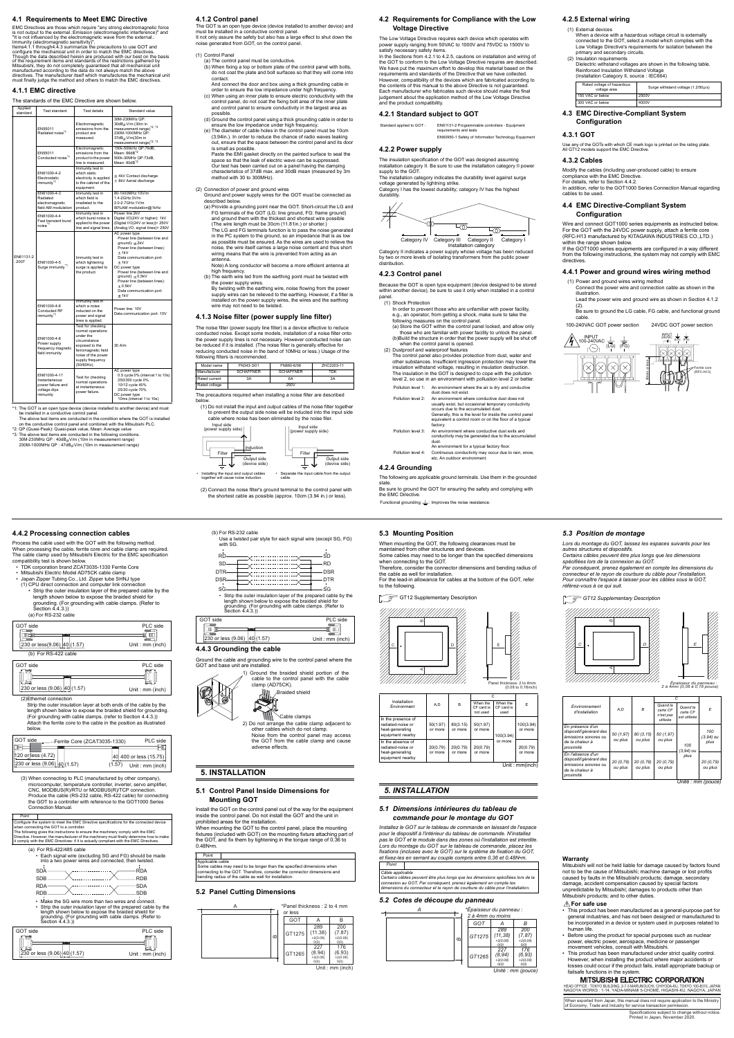## 4.1 Requirements to Meet EMC Directive

EMC Directives are those which require "any strong electromagnetic force is not output to the external.:Emission (electromagnetic interference)" and "It is not influenced by the electromagnetic wave from the external.: Immunity (electromagnetic sensitivity)".
Items 4.1.1 through 4.3 summarize the precautions to use GOT and configure the mechanical unit in order to match the EMC directives.
Though the data described herein are produced with our best on the basis of the requirement items and standards of the restrictions gathered by Mitsubishi, they do not completely guaranteed that all mechanical unit manufactured according to the data do not always match the above directives. The manufacturer itself which manufactures the mechanical unit must finally judge the method and others to match the EMC directives.

### 4.1.1 EMC directive

The standards of the EMC Directive are shown below.

| Applied standard | Test standard | Test details | Standard value |
|---|---|---|---|
| EN61131-2 2007 | EN55011 Radiated noise*2 | Electromagnetic emissions from the product are measured. | 30M-230MHz QP: 30dBμV/m (30m in measurement range)*1 *3<br>230M-1000MHz QP: 37dBμV/m (30m in measurement range)*1 *3 |
| | EN55011 Conducted noise*2 | Electromagnetic emissions from the product to the power line is measured. | 150k-500kHz QP: 79dB, Mean: 66dB*2<br>500k-30MHz QP: 73dB, Mean: 60dB*2 |
| | EN61000-4-2 Electrostatic immunity*1 | Immunity test in which static electricity is applied to the cabinet of the equipment. | ±4kV Contact discharge<br>±8kV Aerial discharge |
| | EN61000-4-3 Radiated electromagnetic field AM modulation | Immunity test in which field is irradiated to the product. | 80-1000MHz: 10V/m<br>1.4-2GHz: 3V/m<br>2.0-2.7GHz: 1V/m<br>80%AM modulation@1kHz |
| | EN61000-4-4 Fast transient burst noise*1 | Immunity test in which burst noise is applied to the power line and signal lines. | Power line: 2kV<br>Digital I/O(24V or less): 1kV<br>(Digital I/O(24V or less)) > 250V<br>(Analog I/O, signal lines) > 250V |
| | EN61000-4-5 Surge immunity*1 | Immunity test in which lightening surge is applied to the product. | AC power type<br>Power line (between line and ground): ±2kV<br>Power line (between lines): ±1kV<br>Data communication port: ±1kV<br>DC power type<br>Power line (between line and ground): ±0.5kV<br>Power line (between lines): ±0.5kV<br>Data communication port: ±1kV |
| | EN61000-4-6 Conducted RF immunity*1 | Immunity test in which a noise inducted on the power and signal lines is applied. | Power line: 10V<br>Data communication port: 10V |
| | EN61000-4-8 Power supply frequency magnetic field immunity | Test for checking normal operations under the circumstance exposed to the ferromagnetic field noise of the power supply frequency (50/60Hz). | 30 A/m |
| | EN61000-4-11 Instantaneous power failure and voltage dips immunity | Test for checking normal operations at instantaneous power failure. | AC power type<br>0.5 cycle 0% (interval 1 to 10s)<br>250/300 cycle 0%<br>10/12 cycle 40%<br>25/30 cycle 70%<br>DC power type<br>10ms (interval 1 to 10s) |

*1: The GOT is an open type device (device installed to another device) and must be installed in a conductive control panel.
The above test items are conducted in the condition where the GOT is installed on the conductive control panel and combined with the Mitsubishi PLC.
*2: QP (Quasi-Peak): Quasi-peak value, Mean: Average value
*3: The above test items are conducted in the following conditions.
30M-230MHz QP : 40dBμV/m (10m in measurement range)
230M-1000MHz QP : 47dBμV/m (10m in measurement range)

### 4.1.2 Control panel

The GOT is an open type device (device installed to another device) and must be installed in a conductive control panel.
It not only assures the safety but also has a large effect to shut down the noise generated from GOT, on the control panel.

(1) Control Panel
(a) The control panel must be conductive.
(b) When fixing a top or bottom plate of the control panel with bolts, do not coat the plate and bolt surfaces so that they will come into contact.
And connect the door and box using a thick grounding cable in order to ensure the low impedance under high frequency.
(c) When using an inner plate to ensure electric conductivity with the control panel, do not coat the fixing bolt area of the inner plate and control panel to ensure conductivity in the largest area as possible.
(d) Ground the control panel using a thick grounding cable in order to ensure the low impedance under high frequency.
(e) The diameter of cable holes in the control panel must be 10cm (3.94in.). In order to reduce the chance of radio waves leaking out, ensure that the space between the control panel and its door is small as possible.
Paste the EMI gasket directly on the painted surface to seal the space so that the leak of electric wave can be suppressed.
Our test has been carried out on a panel having the damping characteristics of 37dB max. and 30dB mean (measured by 3m method with 30 to 300MHz).

(2) Connection of power and ground wires
Ground and power supply wires for the GOT must be connected as described below.
(a) Provide a grounding point near the GOT. Short-circuit the LG and FG terminals of the GOT (LG: line ground, FG: frame ground) and ground them with the thickest and shortest wire possible (The wire length must be 30cm (11.81in.) or shorter.)
The LG and FG terminals function is to pass the noise generated in the PC system to the ground, so an impedance that is as low as possible must be ensured. As the wires are used to relieve the noise, the wire itself carries a large noise content and thus short wiring means that the wire is prevented from acting as an antenna.
Note) A long conductor will become a more efficient antenna at high frequency.
(b) The earth wire led from the earthing point must be twisted with the power supply wires.
By twisting with the earthing wire, noise flowing from the power supply wires can be relieved to the earthing. However, if a filter is installed on the power supply wires, the wires and the earthing wire may not need to be twisted.

### 4.1.3 Noise filter (power supply line filter)

The noise filter (power supply line filter) is a device effective to reduce conducted noise. Except some models, installation of a noise filter onto the power supply lines is not necessary. However conducted noise can be reduced if it is installed. (The noise filter is generally effective for reducing conducted noise in the band of 10MHz or less.) Usage of the following filters is recommended.

| Model name | FN343-3/01 | FN660-6/06 | ZHC2203-11 |
|---|---|---|---|
| Manufacturer | SCHAFFNER | SCHAFFNER | TDK |
| Rated current | 3A | 6A | 3A |
| Rated voltage | 250V | | |

The precautions required when installing a noise filter are described below.

(1) Do not install the input and output cables of the noise filter together to prevent the output side noise will be inducted into the input side cable where noise has been eliminated by the noise filter.

Input side (power supply side)
Filter
Induction
Output side (device side)
Input side (power supply side)
Filter
Output side (device side)

- Installing the input and output cables together will cause noise induction.
- Separate the input cable from the output cable.

(2) Connect the noise filter's ground terminal to the control panel with the shortest cable as possible (approx. 10cm (3.94 in.) or less).

## 4.2 Requirements for Compliance with the Low Voltage Directive

The Low Voltage Directive requires each device which operates with power supply ranging from 50VAC to 1000V and 75VDC to 1500V to satisfy necessary safety items.
In the Sections from 4.2.1 to 4.2.5, cautions on installation and wiring of the GOT to conform to the Low Voltage Directive requires are described.
We have put the maximum effort to develop this material based on the requirements and standards of the Directive that we have collected.
However, compatibility of the devices which are fabricated according to the contents of this manual to the above Directive is not guaranteed.
Each manufacturer who fabricates such device should make the final judgement about the application method of the Low Voltage Directive and the product compatibility.

### 4.2.1 Standard subject to GOT

Standard applied to GOT : EN61131-2 Programmable controllers - Equipment requirements and tests
EN60950-1 Safety of Information Technology Equipment

### 4.2.2 Power supply

The insulation specification of the GOT was designed assuming installation category II. Be sure to use the installation category II power supply to the GOT.
The installation category indicates the durability level against surge voltage generated by lightning strike.
Category I has the lowest durability; category IV has the highest durability.

Category IV Category III Category II Category I
Installation category

Category II indicates a power supply whose voltage has been reduced by two or more levels of isolating transformers from the public power distribution.

### 4.2.3 Control panel

Because the GOT is open type equipment (device designed to be stored within another device), be sure to use it only when installed in a control panel.

(1) Shock Protection
In order to prevent those who are unfamiliar with power facility, e.g., an operator, from getting a shock, make sure to take the following measures on the control panel.
(a) Store the GOT within the control panel locked, and allow only those who are familiar with power facility to unlock the panel.
(b) Build the structure in order that the power supply will be shut off when the control panel is opened.
(2) Dustproof and waterproof features
The control panel also provides protection from dust, water and other substances. Insufficient ingression protection may lower the insulation withstand voltage, resulting in insulation destruction.
The insulation in the GOT is designed to cope with the pollution level 2, so use in an environment with pollustion level 2 or better.

Pollution level 1: An environment where the air is dry and conductive dust does not exist.
Pollution level 2: An environment where conductive dust does not usually exist, but occasional temporary conductivity occurs due to the accumulated dust. Generally, this is the level for inside the control panel equivalent a control room or on the floor of a typical factory.
Pollution level 3: An environment where conductive dust exits and conductivity may be generated due to the accumulated dust. An environment for a typical factory floor.
Pollution level 4: Continuous conductivity may occur due to rain, snow, etc. An outdoor environment.

### 4.2.4 Grounding

The following are applicable ground terminals. Use them in the grounded state.
Be sure to ground the GOT for ensuring the safety and complying with the EMC Directive.

Functional grounding : Improves the noise resistance.

### 4.2.5 External wiring

(1) External devices
When a device with a hazardous voltage circuit is externally connected to the GOT, select a model which complies with the Low Voltage Directive's requirements for isolation between the primary and secondary circuits.
(2) Insulation requirements
Dielectric withstand voltages are shown in the following table.
Reinforced Insulation Withstand Voltage
(Installation Category II, source : IEC664)

| Rated voltage of hazardous voltage area | Surge withstand voltage (1.2/50μs) |
|---|---|
| 150 VAC or below | 2500V |
| 300 VAC or below | 4000V |

## 4.3 EMC Directive-Compliant System Configuration

### 4.3.1 GOT

Use any of the GOTs with which CE mark logo is printed on the rating plate.
All GT12 models support the EMC Directive.

### 4.3.2 Cables

Modify the cables (including user-produced cable) to ensure compliance with the EMC Directive.
For details, refer to Section 4.4.2.
In addition, refer to the GOT1000 Series Connection Manual regarding cables to be used.

## 4.4 EMC Directive-Compliant System Configuration

Wire and connect GOT1000 series equipments as instructed below.
For the GOT with the 24VDC power supply, attach a ferrite core (RFC-H13 manufactured by KITAGAWA INDUSTRIES CO.,LTD.) within the range shown below.
If the GOT1000 series equipments are configured in a way different from the following instructions, the system may not comply with EMC directives.

### 4.4.1 Power and ground wires wiring method

(1) Power and ground wires wiring method
Connect the power wire and connection cable as shown in the illustration.
Lead the power wire and ground wire as shown in Section 4.1.2 (2).
Be sure to ground the LG cable, FG cable, and functional ground cable.

100-240VAC GOT power section | 24VDC GOT power section

INPUT 100-240VAC (LG) (FG)
INPUT 24VDC
Ferrite core (RFC-H13)

### 4.4.2 Processing connection cables

Process the cable used with the GOT with the following method.
When processing the cable, ferrite core and cable clamp are required.
The cable clamp used by Mitsubishi Electric for the EMC specification compatibility test is shown below.
- TDK corporation brand ZCAT3035-1330 Ferrite Core
- Mitsubishi Electric Model AD75CK cable clamp
- Japan Zipper Tubing Co., Ltd. Zipper tube SHNJ type

(1) CPU direct connection and computer link connection
- Strip the outer insulation layer of the prepared cable by the length shown below to expose the braided shield for grounding. (For grounding with cable clamps. (Refer to Section 4.4.3.))

(a) For RS-232 cable

GOT side | PLC side
230 or less (9.06) 40 (1.57) Unit : mm (inch)

(b) For RS-422 cable

GOT side | PLC side
230 or less (9.06) 40 (1.57) Unit : mm (inch)

(2) Ethernet connection
Strip the outer insulation layer at both ends of the cable by the length shown below to expose the braided shield for grounding. (For grounding with cable clamps. (Refer to Section 4.4.3.))
Attach the ferrite core to the cable in the position as illustrated below.

GOT side | Ferrite Core (ZCAT3035-1330) | PLC side
120 or less (4.72) | 40 400 or less (15.75)
230 or less (9.06) 40 (1.57) | (1.57) Unit : mm (inch)

(3) When connecting to PLC (manufactured by other company), microcomputer, temperature controller, inverter, servo amplifier, CNC, MODBUS(R)/RTU or MODBUS(R)/TCP connection.
Produce the cable (RS-232 cable, RS-422 cable) for connecting the GOT to a controller with reference to the GOT1000 Series Connection Manual.

**Point**
Configure the system to meet the EMC Directive specifications for the connected device when connecting the GOT to a controller.
The following gives the instructions to ensure the machinery comply with the EMC Directive. However, the manufacturer of the machinery must finally determine how to make it comply with the EMC Directives: if it is actually compliant with the EMC Directives.

(a) For RS-422/485 cable
- Each signal wire (excluding SG and FG) should be made into a two power wires and connected, then twisted.

SDA — RDA
SDB — RDB
RDA — SDA
RDB — SDB
SG — SG

- Make the SG wire more than two wires and connect.
- Strip the outer insulation layer of the prepared cable by the length shown below to expose the braided shield for grounding. (For grounding with cable clamps. (Refer to Section 4.4.3.))

GOT side | PLC side
230 or less (9.06) 40 (1.57) Unit : mm (inch)

(b) For RS-232 cable
Use a twisted pair style for each signal wire (except SG, FG) with SG.

RD — SD
SD — RD
DTR — DSR
DSR — DTR
SG — SG

- Strip the outer insulation layer of the prepared cable by the length shown below to expose the braided shield for grounding. (For grounding with cable clamps. (Refer to Section 4.4.3.))

GOT side | PLC side
230 or less (9.06) 40 (1.57) Unit : mm (inch)

### 4.4.3 Grounding the cable

Ground the cable and grounding wire to the control panel where the GOT and base unit are installed.

1) Ground the braided shield portion of the cable to the control panel with the cable clamp (AD75CK).
Braided shield
Cable clamps
2) Do not arrange the cable clamp adjacent to other cables which do not clamp.
Noise from the control panel may access the GOT from the cable clamp and cause adverse effects.

# 5. INSTALLATION

## 5.1 Control Panel Inside Dimensions for Mounting GOT

Install the GOT on the control panel out of the way for the equipment inside the control panel. Do not install the GOT and the unit in prohibited areas for the installation.
When mounting the GOT to the control panel, place the mounting fixtures (included with GOT) on the mounting fixture attaching part of the GOT, and fix them by tightening in the torque range of 0.36 to 0.48N•m.

**Point**
Applicable cable
Some cables may need to be longer than the specified dimensions when connecting to the GOT. Therefore, consider the connector dimensions and bending radius of the cable as well for installation.

## 5.2 Panel Cutting Dimensions

*Panel thickness : 2 to 4 mm or less

| GOT | A | B |
|---|---|---|
| GT1275 | 289 (11.38) +2(0.08) 0(0) | 200 (7.87) +2(0.08) 0(0) |
| GT1265 | 227 (8.94) +2(0.08) 0(0) | 176 (6.93) +2(0.08) 0(0) |

Unit : mm (inch)

## 5.3 Mounting Position

When mounting the GOT, the following clearances must be maintained from other structures and devices.
Some cables may need to be longer than the specified dimensions when connecting to the GOT.
Therefore, consider the connector dimensions and bending radius of the cable as well for installation.
For the lead-in allowance for cables at the bottom of the GOT, refer to the following.

GT12 Supplementary Description

Panel thickness: 2 to 4mm (0.08 to 0.16inch)

| Installation Environment | A,D | B | C: When the CF card is not used | C: When the CF card is used | E |
|---|---|---|---|---|---|
| In the presence of radiated-noise or heat-generating equipment nearby | 50(1.97) or more | 80(3.15) or more | 50(1.97) or more | 100(3.94) or more | 100(3.94) or more |
| In the absence of radiated-noise or heat-generating equipment nearby | 20(0.79) or more | 20(0.79) or more | 20(0.79) or more | | 20(0.79) or more |

Unit : mm(inch)

## 5.3 Position de montage

*Lors du montage du GOT, laissez les espaces suivants pour les autres structures et dispositifs.*
*Certains câbles peuvent être plus longs que les dimensions spécifiées lors de la connexion au GOT.*
*Par conséquent, prenez également en compte les dimensions du connecteur et le rayon de courbure du câble pour l'installation.*
*Pour connaître l'espace à laisser pour les câbles sous le GOT, référez-vous à ce qui suit.*

*GT12 Supplementary Description*

*Épaisseur du panneau : 2 à 4mm (0,08 à 0,16 pouce)*

| *Environnement d'installation* | *A,D* | *B* | *C: Quand la carte CF n'est pas utilisée* | *C: Quand la carte CF est utilisée* | *E* |
|---|---|---|---|---|---|
| *En présence d'un dispositif générant des émissions sonores ou de la chaleur à proximité* | *50 (1,97) ou plus* | *80 (3,15) ou plus* | *50 (1,97) ou plus* | *100 (3,94) ou plus* | *100 (3,94) ou plus* |
| *En l'absence d'un dispositif générant des émissions sonores ou de la chaleur à proximité* | *20 (0,79) ou plus* | *20 (0,79) ou plus* | *20 (0,79) ou plus* | | *20 (0,79) ou plus* |

*Unité : mm (pouce)*

# 5. INSTALLATION

## 5.1 Dimensions intérieures du tableau de commande pour le montage du GOT

*Installez le GOT sur le tableau de commande en laissant de l'espace pour le dispositif à l'intérieur du tableau de commande. N'installez pas le GOT et le module dans des zones où l'installation est interdite. Lors du montage du GOT sur le tableau de commande, placez les fixations (incluses avec le GOT) sur le système de fixation du GOT, et fixez-les en serrant au couple compris entre 0,36 et 0,48N•m.*

**Point**
*Câble applicable*
*Certains câbles peuvent être plus longs que les dimensions spécifiées lors de la connexion au GOT. Par conséquent, prenez également en compte les dimensions du connecteur et le rayon de courbure du câble pour l'installation.*

## 5.2 Cotes de découpe du panneau

*\*Épaisseur du panneau : 2 à 4mm ou moins*

| *GOT* | *A* | *B* |
|---|---|---|
| *GT1275* | *289 (11,38) +2(0,08) 0(0)* | *200 (7,87) +2(0,08) 0(0)* |
| *GT1265* | *227 (8,94) +2(0,08) 0(0)* | *176 (6,93) +2(0,08) 0(0)* |

*Unité : mm (pouce)*

**Warranty**

Mitsubishi will not be held liable for damage caused by factors found not to be the cause of Mitsubishi; machine damage or lost profits caused by faults in the Mitsubishi products; damage, secondary damage, accident compensation caused by special factors unpredictable by Mitsubishi; damages to products other than Mitsubishi products; and to other duties.

**For safe use**

- This product has been manufactured as a general-purpose part for general industries, and has not been designed or manufactured to be incorporated in a device or system used in purposes related to human life.
- Before using the product for special purposes such as nuclear power, electric power, aerospace, medicine or passenger movement vehicles, consult with Mitsubishi.
- This product has been manufactured under strict quality control. However, when installing the product where major accidents or losses could occur if the product fails, install appropriate backup or failsafe functions in the system.

**MITSUBISHI ELECTRIC CORPORATION**
HEAD OFFICE : TOKYO BUILDING, 2-7-3 MARUNOUCHI, CHIYODA-KU, TOKYO 100-8310, JAPAN
NAGOYA WORKS : 1-14, YADA-MINAMI 5-CHOME, HIGASHI-KU, NAGOYA, JAPAN

When exported from Japan, this manual does not require application to the Ministry of Economy, Trade and Industry for service transaction permission.

Specifications subject to change without notice.
Printed in Japan, November 2020.